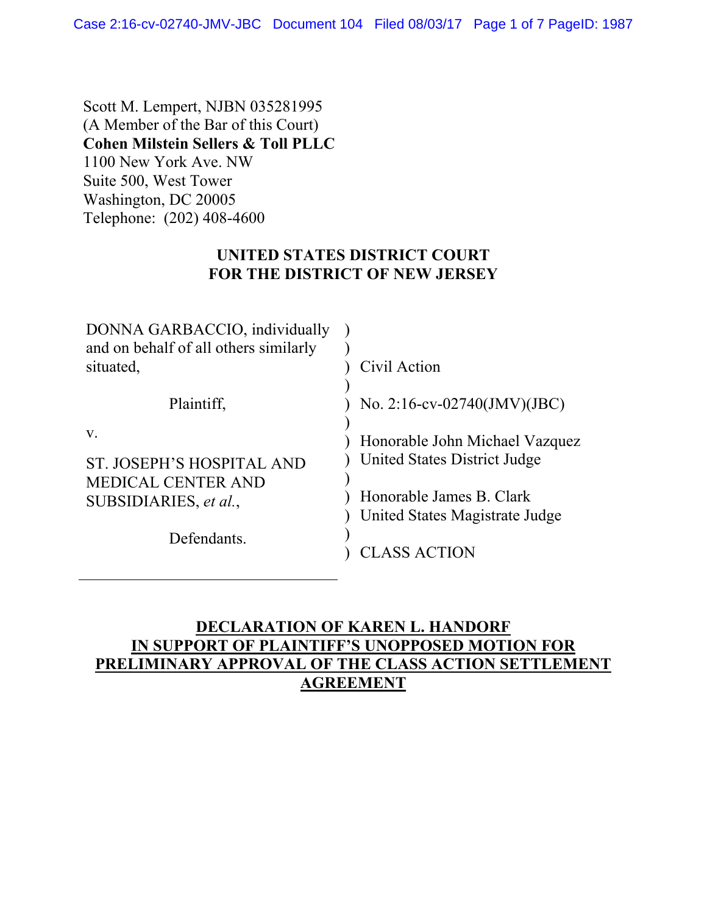Scott M. Lempert, NJBN 035281995
(A Member of the Bar of this Court)
**Cohen Milstein Sellers & Toll PLLC**
1100 New York Ave. NW
Suite 500, West Tower
Washington, DC 20005
Telephone: (202) 408-4600

**UNITED STATES DISTRICT COURT**
**FOR THE DISTRICT OF NEW JERSEY**

| | | |
|---|---|---|
| DONNA GARBACCIO, individually and on behalf of all others similarly situated, | ) | Civil Action |
| Plaintiff, | ) | No. 2:16-cv-02740(JMV)(JBC) |
| v. | ) | Honorable John Michael Vazquez United States District Judge |
| ST. JOSEPH'S HOSPITAL AND MEDICAL CENTER AND SUBSIDIARIES, *et al.*, | ) | Honorable James B. Clark United States Magistrate Judge |
| Defendants. | ) | CLASS ACTION |

**DECLARATION OF KAREN L. HANDORF IN SUPPORT OF PLAINTIFF'S UNOPPOSED MOTION FOR PRELIMINARY APPROVAL OF THE CLASS ACTION SETTLEMENT AGREEMENT**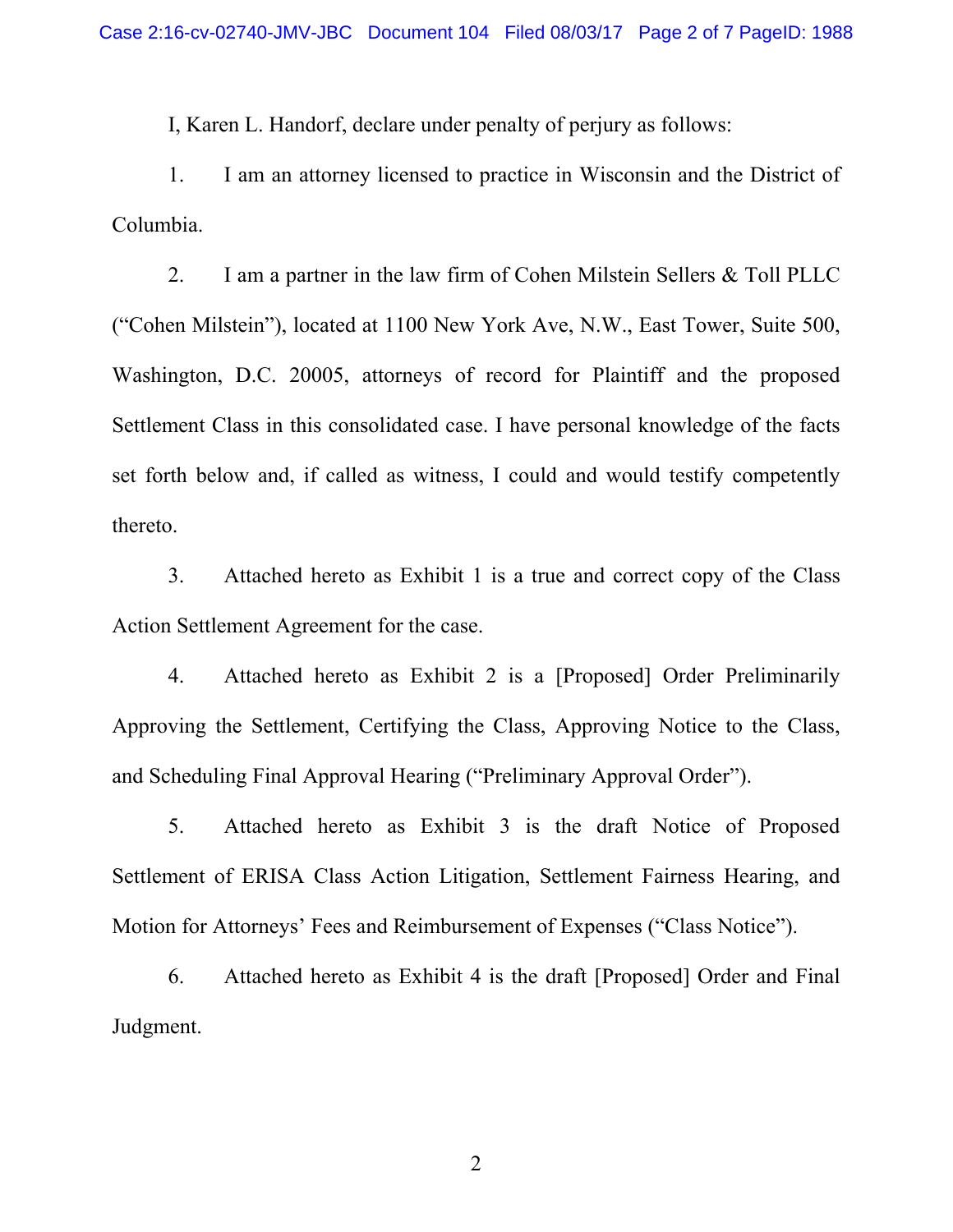I, Karen L. Handorf, declare under penalty of perjury as follows:

1. I am an attorney licensed to practice in Wisconsin and the District of Columbia.

2. I am a partner in the law firm of Cohen Milstein Sellers & Toll PLLC ("Cohen Milstein"), located at 1100 New York Ave, N.W., East Tower, Suite 500, Washington, D.C. 20005, attorneys of record for Plaintiff and the proposed Settlement Class in this consolidated case. I have personal knowledge of the facts set forth below and, if called as witness, I could and would testify competently thereto.

3. Attached hereto as Exhibit 1 is a true and correct copy of the Class Action Settlement Agreement for the case.

4. Attached hereto as Exhibit 2 is a [Proposed] Order Preliminarily Approving the Settlement, Certifying the Class, Approving Notice to the Class, and Scheduling Final Approval Hearing ("Preliminary Approval Order").

5. Attached hereto as Exhibit 3 is the draft Notice of Proposed Settlement of ERISA Class Action Litigation, Settlement Fairness Hearing, and Motion for Attorneys' Fees and Reimbursement of Expenses ("Class Notice").

6. Attached hereto as Exhibit 4 is the draft [Proposed] Order and Final Judgment.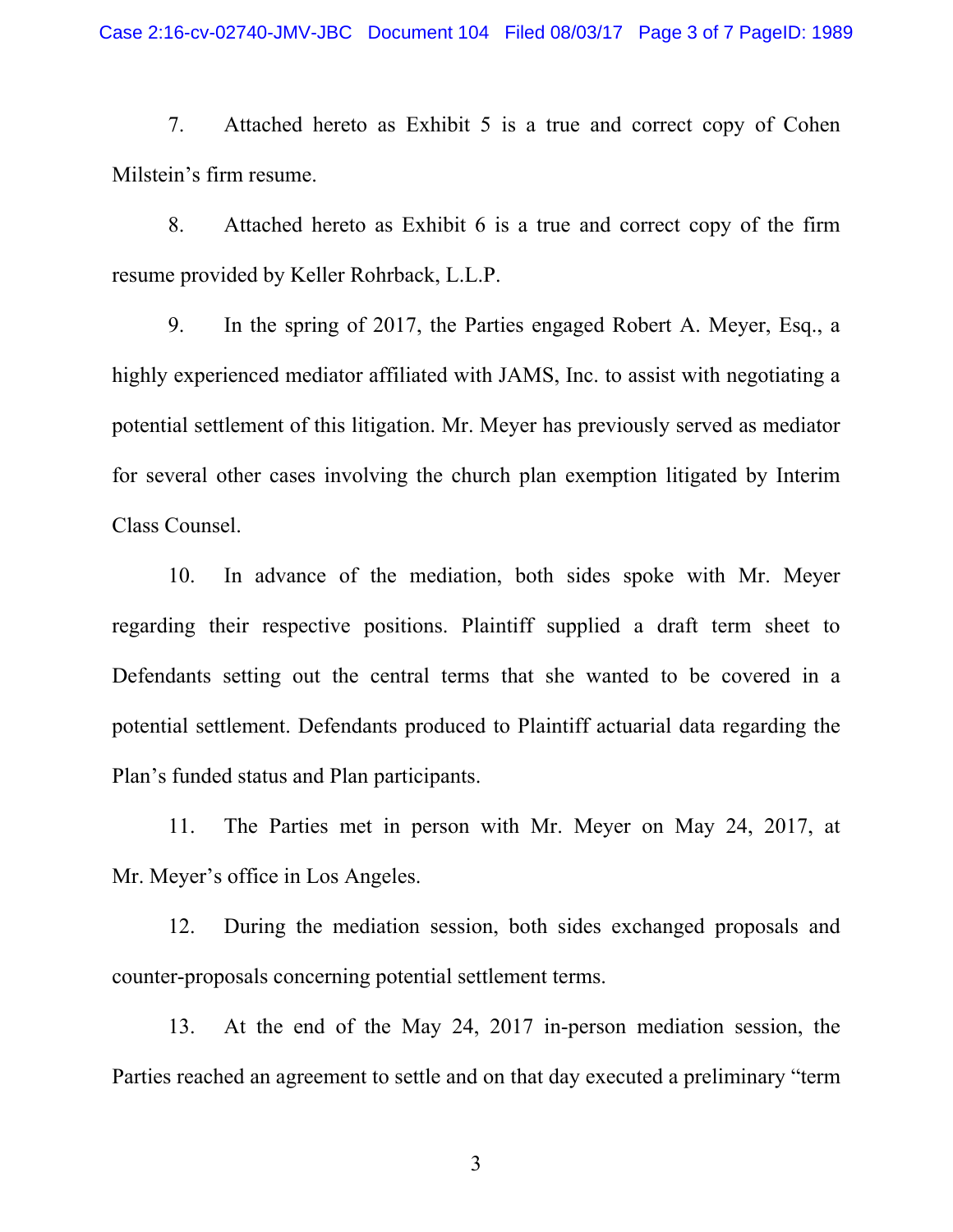7. Attached hereto as Exhibit 5 is a true and correct copy of Cohen Milstein's firm resume.

8. Attached hereto as Exhibit 6 is a true and correct copy of the firm resume provided by Keller Rohrback, L.L.P.

9. In the spring of 2017, the Parties engaged Robert A. Meyer, Esq., a highly experienced mediator affiliated with JAMS, Inc. to assist with negotiating a potential settlement of this litigation. Mr. Meyer has previously served as mediator for several other cases involving the church plan exemption litigated by Interim Class Counsel.

10. In advance of the mediation, both sides spoke with Mr. Meyer regarding their respective positions. Plaintiff supplied a draft term sheet to Defendants setting out the central terms that she wanted to be covered in a potential settlement. Defendants produced to Plaintiff actuarial data regarding the Plan's funded status and Plan participants.

11. The Parties met in person with Mr. Meyer on May 24, 2017, at Mr. Meyer's office in Los Angeles.

12. During the mediation session, both sides exchanged proposals and counter-proposals concerning potential settlement terms.

13. At the end of the May 24, 2017 in-person mediation session, the Parties reached an agreement to settle and on that day executed a preliminary "term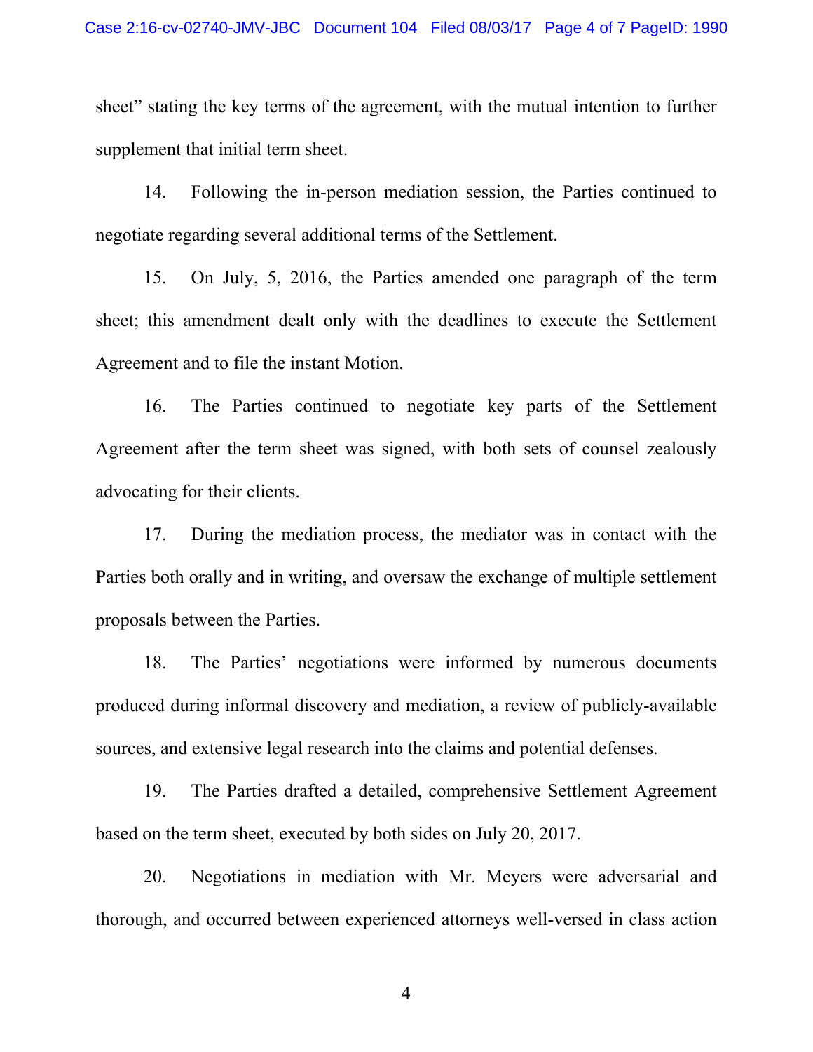sheet" stating the key terms of the agreement, with the mutual intention to further supplement that initial term sheet.

14. Following the in-person mediation session, the Parties continued to negotiate regarding several additional terms of the Settlement.

15. On July, 5, 2016, the Parties amended one paragraph of the term sheet; this amendment dealt only with the deadlines to execute the Settlement Agreement and to file the instant Motion.

16. The Parties continued to negotiate key parts of the Settlement Agreement after the term sheet was signed, with both sets of counsel zealously advocating for their clients.

17. During the mediation process, the mediator was in contact with the Parties both orally and in writing, and oversaw the exchange of multiple settlement proposals between the Parties.

18. The Parties' negotiations were informed by numerous documents produced during informal discovery and mediation, a review of publicly-available sources, and extensive legal research into the claims and potential defenses.

19. The Parties drafted a detailed, comprehensive Settlement Agreement based on the term sheet, executed by both sides on July 20, 2017.

20. Negotiations in mediation with Mr. Meyers were adversarial and thorough, and occurred between experienced attorneys well-versed in class action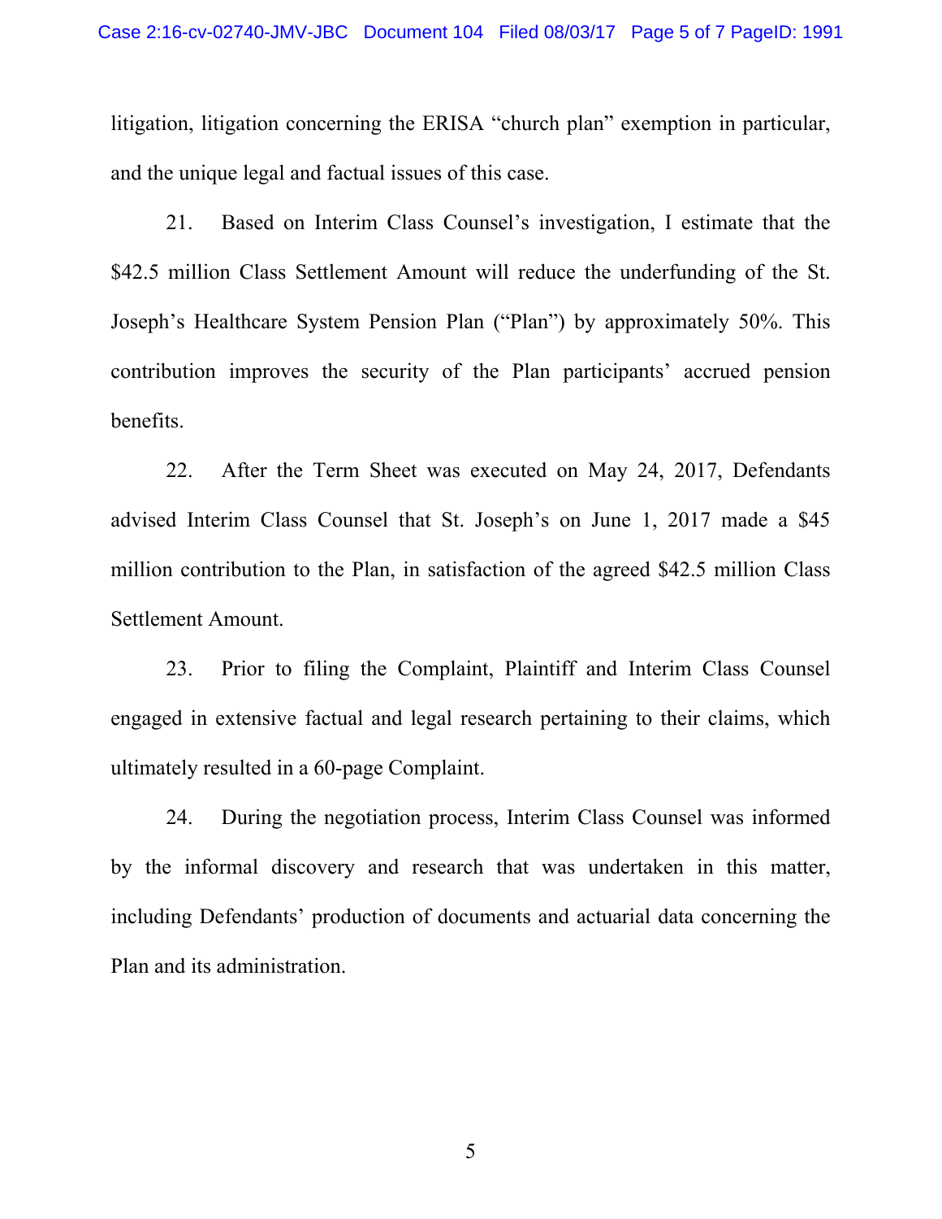litigation, litigation concerning the ERISA "church plan" exemption in particular, and the unique legal and factual issues of this case.

21. Based on Interim Class Counsel's investigation, I estimate that the $42.5 million Class Settlement Amount will reduce the underfunding of the St. Joseph's Healthcare System Pension Plan ("Plan") by approximately 50%. This contribution improves the security of the Plan participants' accrued pension benefits.

22. After the Term Sheet was executed on May 24, 2017, Defendants advised Interim Class Counsel that St. Joseph's on June 1, 2017 made a $45 million contribution to the Plan, in satisfaction of the agreed $42.5 million Class Settlement Amount.

23. Prior to filing the Complaint, Plaintiff and Interim Class Counsel engaged in extensive factual and legal research pertaining to their claims, which ultimately resulted in a 60-page Complaint.

24. During the negotiation process, Interim Class Counsel was informed by the informal discovery and research that was undertaken in this matter, including Defendants' production of documents and actuarial data concerning the Plan and its administration.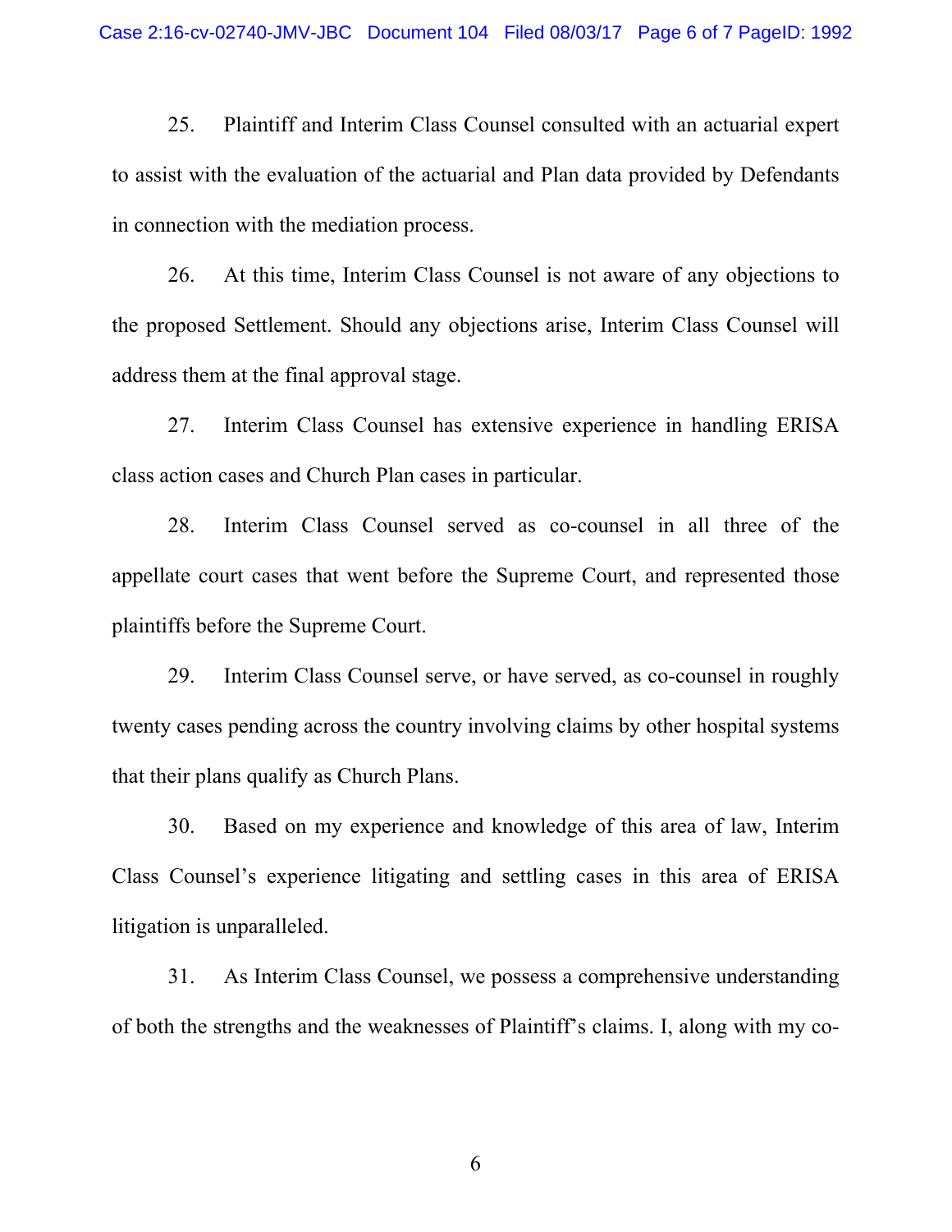25. Plaintiff and Interim Class Counsel consulted with an actuarial expert to assist with the evaluation of the actuarial and Plan data provided by Defendants in connection with the mediation process.

26. At this time, Interim Class Counsel is not aware of any objections to the proposed Settlement. Should any objections arise, Interim Class Counsel will address them at the final approval stage.

27. Interim Class Counsel has extensive experience in handling ERISA class action cases and Church Plan cases in particular.

28. Interim Class Counsel served as co-counsel in all three of the appellate court cases that went before the Supreme Court, and represented those plaintiffs before the Supreme Court.

29. Interim Class Counsel serve, or have served, as co-counsel in roughly twenty cases pending across the country involving claims by other hospital systems that their plans qualify as Church Plans.

30. Based on my experience and knowledge of this area of law, Interim Class Counsel's experience litigating and settling cases in this area of ERISA litigation is unparalleled.

31. As Interim Class Counsel, we possess a comprehensive understanding of both the strengths and the weaknesses of Plaintiff's claims. I, along with my co-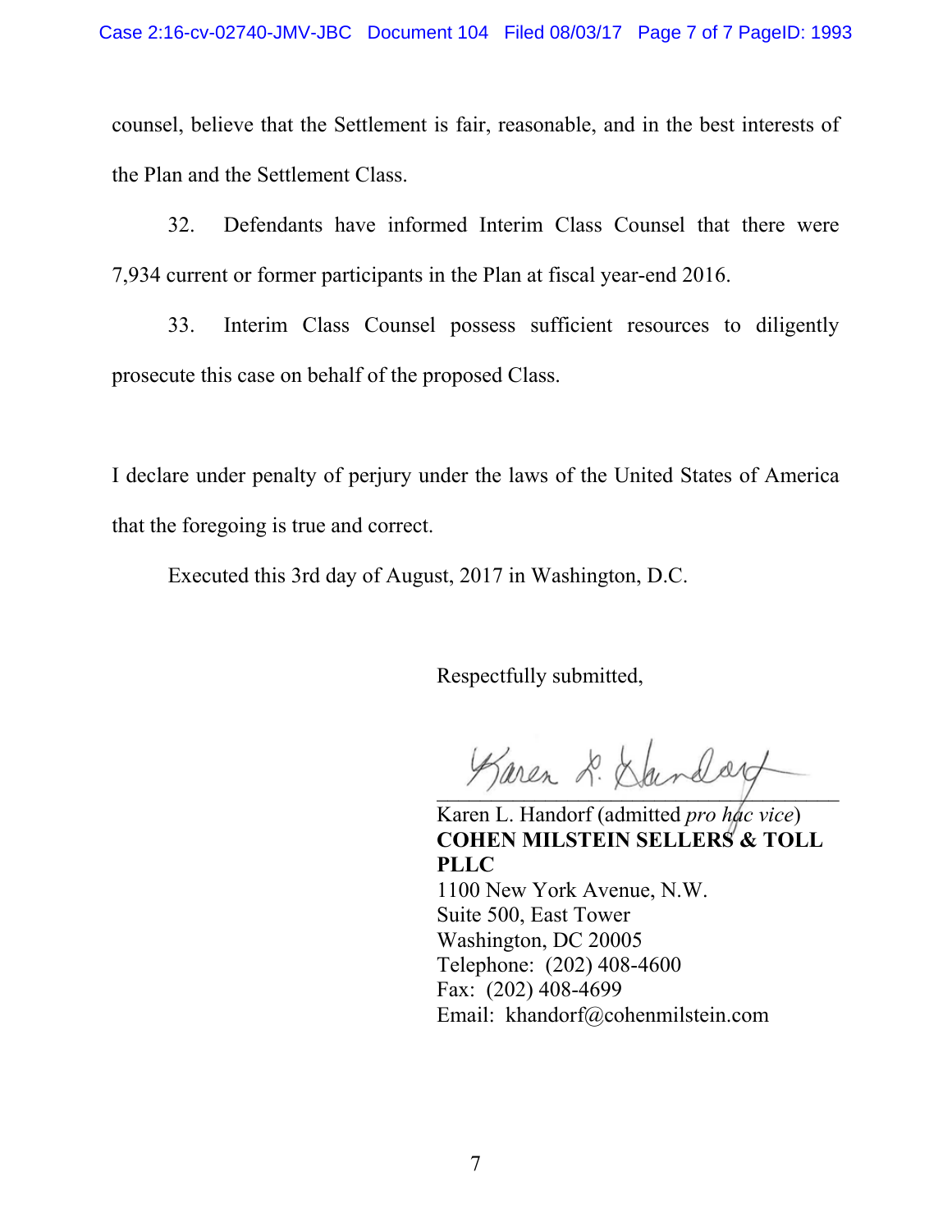counsel, believe that the Settlement is fair, reasonable, and in the best interests of the Plan and the Settlement Class.

32. Defendants have informed Interim Class Counsel that there were 7,934 current or former participants in the Plan at fiscal year-end 2016.

33. Interim Class Counsel possess sufficient resources to diligently prosecute this case on behalf of the proposed Class.

I declare under penalty of perjury under the laws of the United States of America that the foregoing is true and correct.

Executed this 3rd day of August, 2017 in Washington, D.C.

Respectfully submitted,

Karen L. Handorf

Karen L. Handorf (admitted *pro hac vice*)
**COHEN MILSTEIN SELLERS & TOLL PLLC**
1100 New York Avenue, N.W.
Suite 500, East Tower
Washington, DC 20005
Telephone: (202) 408-4600
Fax: (202) 408-4699
Email: khandorf@cohenmilstein.com